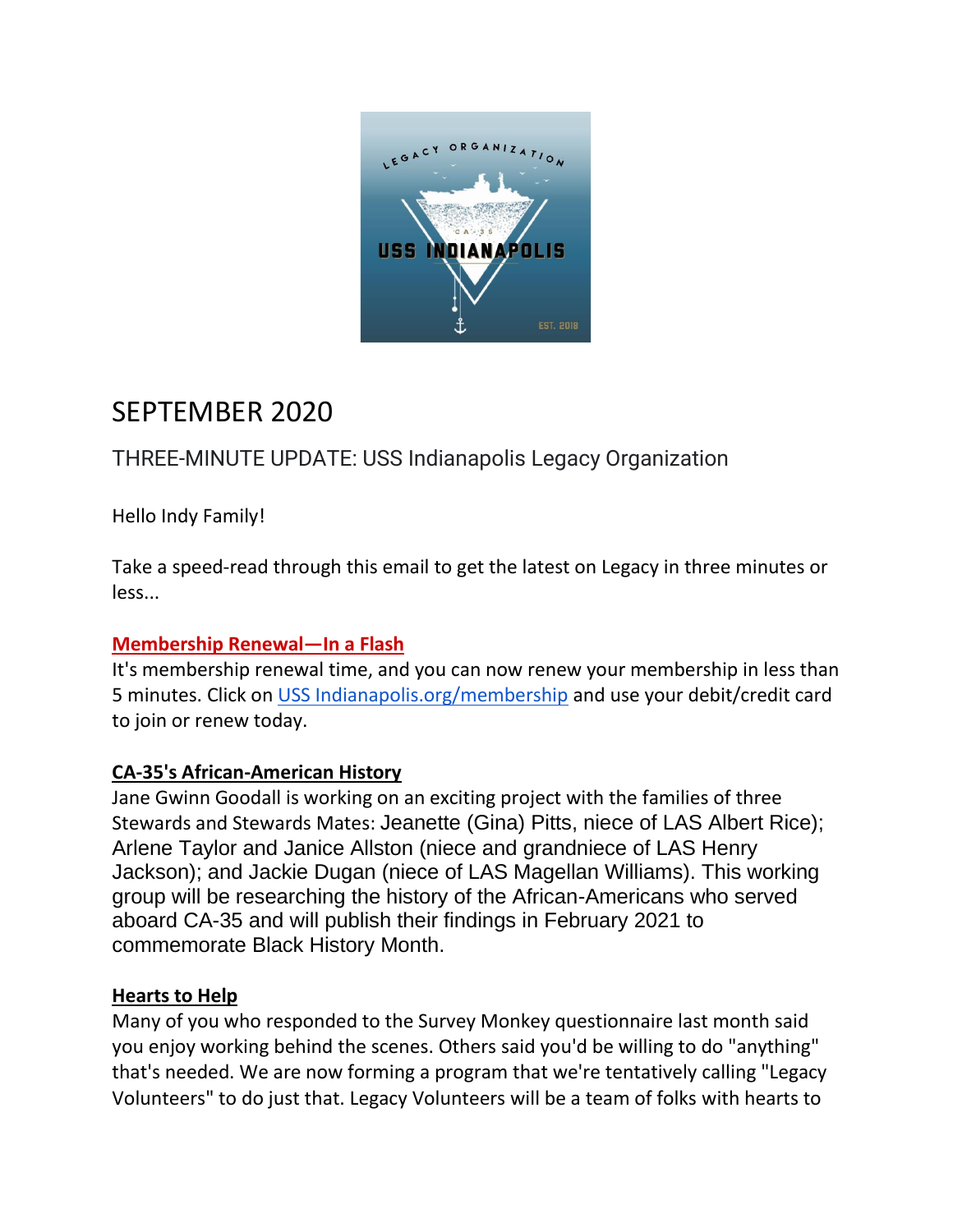# SEPTEMBER 2020

## THREE-MINUTE UPDATE: USS Indianapolis Legacy Organization

Hello Indy Family!

Take a speed-read through this email to get the latest on Legacy in three minutes or less...

### Membership Renewal—In a Flash

It's membership renewal time, and you can now renew your membership in less than 5 minutes. Click on USS Indianapolis.org/membership and use your debit/credit card to join or renew today.

### CA-35's African-American History

Jane Gwinn Goodall is working on an exciting project with the families of three Stewards and Stewards Mates: Jeanette (Gina) Pitts, niece of LAS Albert Rice); Arlene Taylor and Janice Allston (niece and grandniece of LAS Henry Jackson); and Jackie Dugan (niece of LAS Magellan Williams). This working group will be researching the history of the African-Americans who served aboard CA-35 and will publish their findings in February 2021 to commemorate Black History Month.

### Hearts to Help

Many of you who responded to the Survey Monkey questionnaire last month said you enjoy working behind the scenes. Others said you'd be willing to do "anything" that's needed. We are now forming a program that we're tentatively calling "Legacy Volunteers" to do just that. Legacy Volunteers will be a team of folks with hearts to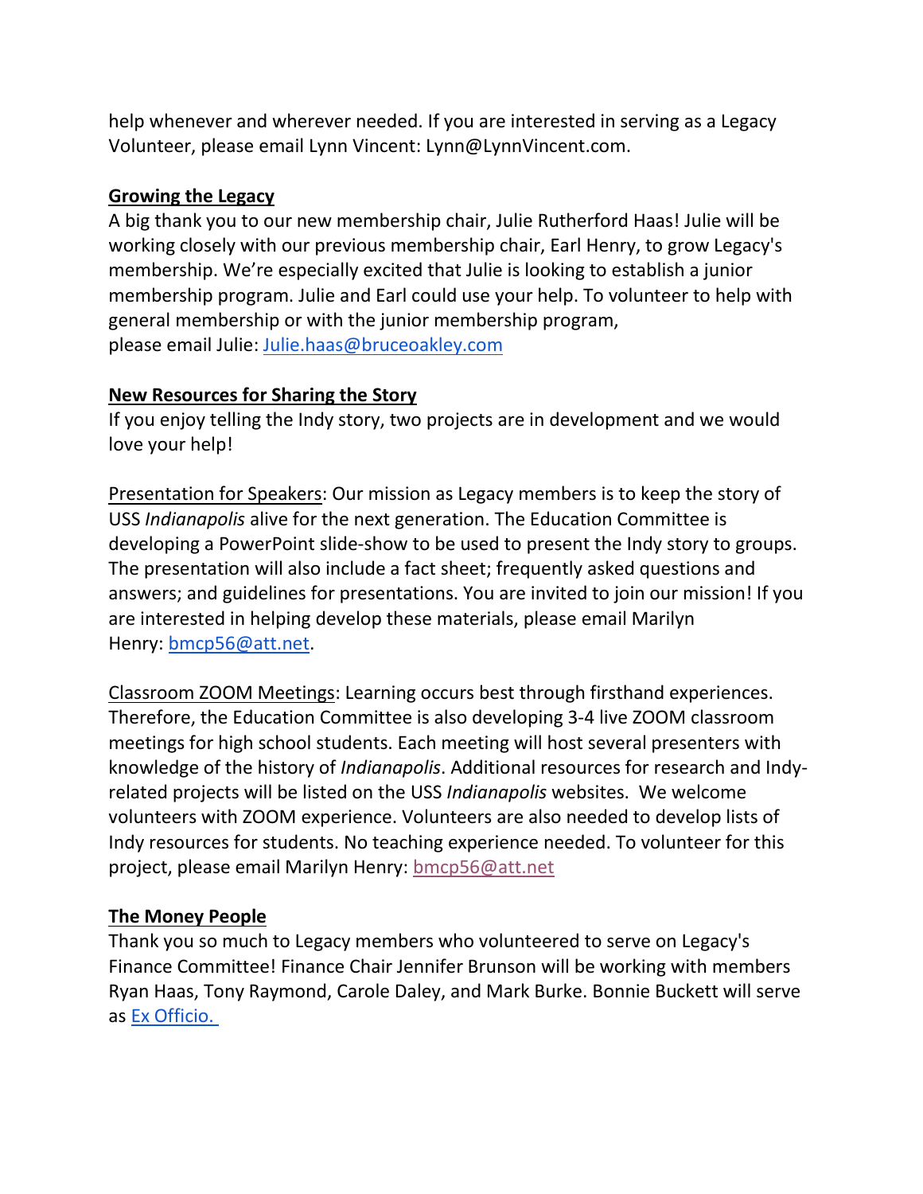help whenever and wherever needed. If you are interested in serving as a Legacy Volunteer, please email Lynn Vincent: Lynn@LynnVincent.com.

**Growing the Legacy**

A big thank you to our new membership chair, Julie Rutherford Haas! Julie will be working closely with our previous membership chair, Earl Henry, to grow Legacy's membership. We're especially excited that Julie is looking to establish a junior membership program. Julie and Earl could use your help. To volunteer to help with general membership or with the junior membership program, please email Julie: Julie.haas@bruceoakley.com

**New Resources for Sharing the Story**

If you enjoy telling the Indy story, two projects are in development and we would love your help!

Presentation for Speakers: Our mission as Legacy members is to keep the story of USS *Indianapolis* alive for the next generation. The Education Committee is developing a PowerPoint slide-show to be used to present the Indy story to groups. The presentation will also include a fact sheet; frequently asked questions and answers; and guidelines for presentations. You are invited to join our mission! If you are interested in helping develop these materials, please email Marilyn Henry: bmcp56@att.net.

Classroom ZOOM Meetings: Learning occurs best through firsthand experiences. Therefore, the Education Committee is also developing 3-4 live ZOOM classroom meetings for high school students. Each meeting will host several presenters with knowledge of the history of *Indianapolis*. Additional resources for research and Indy-related projects will be listed on the USS *Indianapolis* websites. We welcome volunteers with ZOOM experience. Volunteers are also needed to develop lists of Indy resources for students. No teaching experience needed. To volunteer for this project, please email Marilyn Henry: bmcp56@att.net

**The Money People**

Thank you so much to Legacy members who volunteered to serve on Legacy's Finance Committee! Finance Chair Jennifer Brunson will be working with members Ryan Haas, Tony Raymond, Carole Daley, and Mark Burke. Bonnie Buckett will serve as Ex Officio.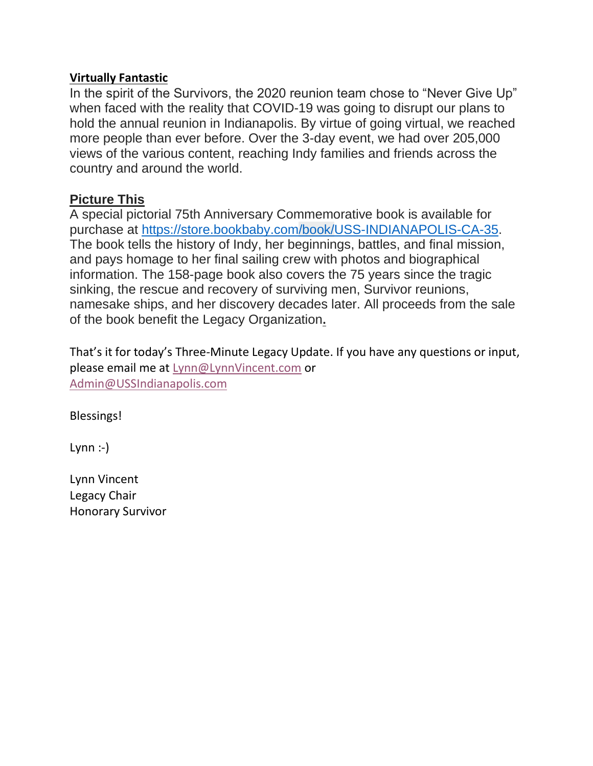**Virtually Fantastic**

In the spirit of the Survivors, the 2020 reunion team chose to "Never Give Up" when faced with the reality that COVID-19 was going to disrupt our plans to hold the annual reunion in Indianapolis. By virtue of going virtual, we reached more people than ever before. Over the 3-day event, we had over 205,000 views of the various content, reaching Indy families and friends across the country and around the world.

**Picture This**

A special pictorial 75th Anniversary Commemorative book is available for purchase at https://store.bookbaby.com/book/USS-INDIANAPOLIS-CA-35. The book tells the history of Indy, her beginnings, battles, and final mission, and pays homage to her final sailing crew with photos and biographical information. The 158-page book also covers the 75 years since the tragic sinking, the rescue and recovery of surviving men, Survivor reunions, namesake ships, and her discovery decades later. All proceeds from the sale of the book benefit the Legacy Organization.

That's it for today's Three-Minute Legacy Update. If you have any questions or input, please email me at Lynn@LynnVincent.com or Admin@USSIndianapolis.com

Blessings!

Lynn :-)

Lynn Vincent
Legacy Chair
Honorary Survivor